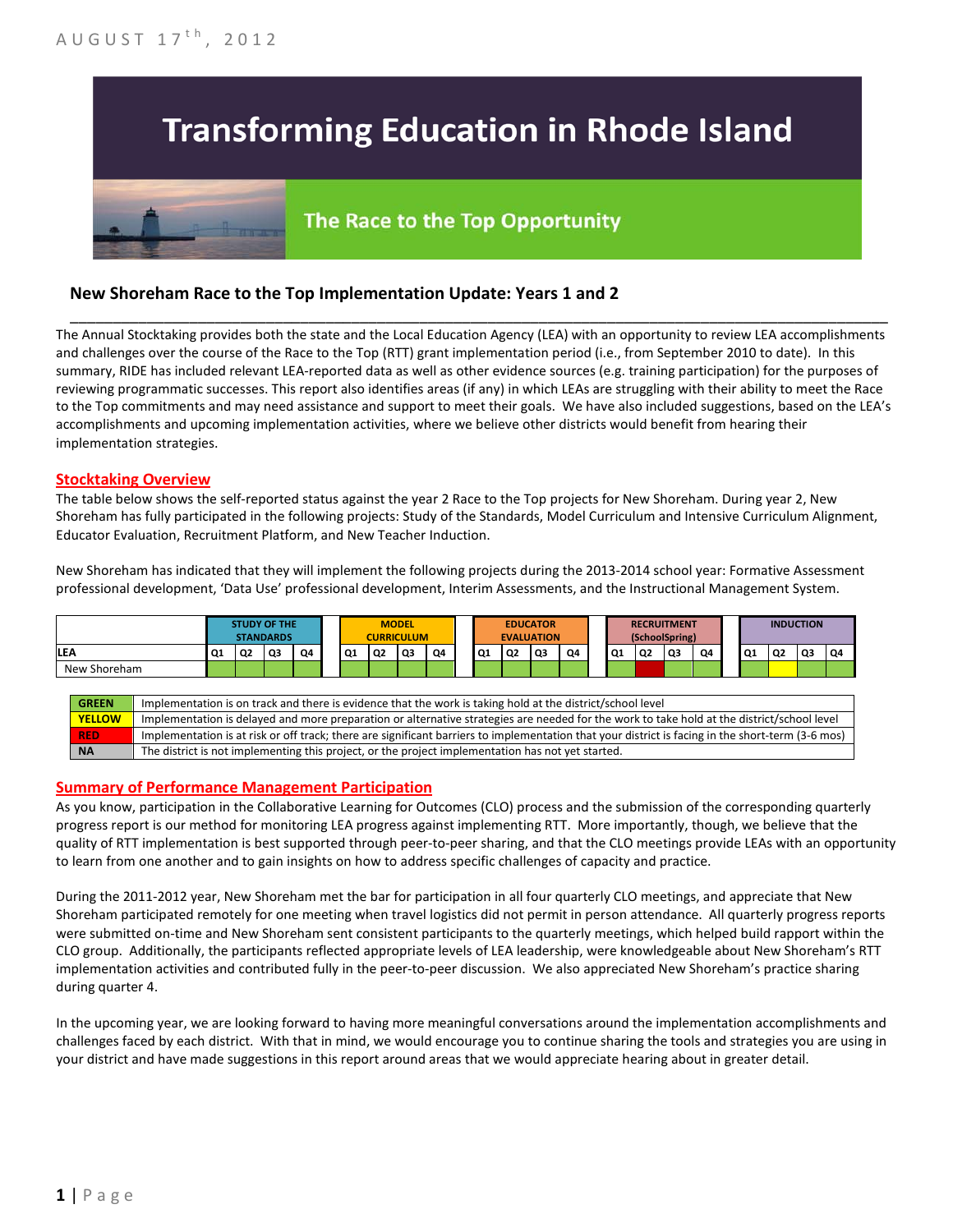AUGUST 17th, 2012

# Transforming Education in Rhode Island

## The Race to the Top Opportunity

### New Shoreham Race to the Top Implementation Update: Years 1 and 2

The Annual Stocktaking provides both the state and the Local Education Agency (LEA) with an opportunity to review LEA accomplishments and challenges over the course of the Race to the Top (RTT) grant implementation period (i.e., from September 2010 to date). In this summary, RIDE has included relevant LEA-reported data as well as other evidence sources (e.g. training participation) for the purposes of reviewing programmatic successes. This report also identifies areas (if any) in which LEAs are struggling with their ability to meet the Race to the Top commitments and may need assistance and support to meet their goals. We have also included suggestions, based on the LEA's accomplishments and upcoming implementation activities, where we believe other districts would benefit from hearing their implementation strategies.

## Stocktaking Overview

The table below shows the self-reported status against the year 2 Race to the Top projects for New Shoreham. During year 2, New Shoreham has fully participated in the following projects: Study of the Standards, Model Curriculum and Intensive Curriculum Alignment, Educator Evaluation, Recruitment Platform, and New Teacher Induction.

New Shoreham has indicated that they will implement the following projects during the 2013-2014 school year: Formative Assessment professional development, 'Data Use' professional development, Interim Assessments, and the Instructional Management System.

| | STUDY OF THE STANDARDS | | | | MODEL CURRICULUM | | | | EDUCATOR EVALUATION | | | | RECRUITMENT (SchoolSpring) | | | | INDUCTION | | | |
|---|---|---|---|---|---|---|---|---|---|---|---|---|---|---|---|---|---|---|---|---|
| LEA | Q1 | Q2 | Q3 | Q4 | Q1 | Q2 | Q3 | Q4 | Q1 | Q2 | Q3 | Q4 | Q1 | Q2 | Q3 | Q4 | Q1 | Q2 | Q3 | Q4 |
| New Shoreham | Green | Green | Green | Green | Green | Green | Green | Green | Green | Green | Green | Green | Green | Red | Green | Green | Green | Yellow | Green | Green |

| | |
|---|---|
| GREEN | Implementation is on track and there is evidence that the work is taking hold at the district/school level |
| YELLOW | Implementation is delayed and more preparation or alternative strategies are needed for the work to take hold at the district/school level |
| RED | Implementation is at risk or off track; there are significant barriers to implementation that your district is facing in the short-term (3-6 mos) |
| NA | The district is not implementing this project, or the project implementation has not yet started. |

## Summary of Performance Management Participation

As you know, participation in the Collaborative Learning for Outcomes (CLO) process and the submission of the corresponding quarterly progress report is our method for monitoring LEA progress against implementing RTT. More importantly, though, we believe that the quality of RTT implementation is best supported through peer-to-peer sharing, and that the CLO meetings provide LEAs with an opportunity to learn from one another and to gain insights on how to address specific challenges of capacity and practice.

During the 2011-2012 year, New Shoreham met the bar for participation in all four quarterly CLO meetings, and appreciate that New Shoreham participated remotely for one meeting when travel logistics did not permit in person attendance. All quarterly progress reports were submitted on-time and New Shoreham sent consistent participants to the quarterly meetings, which helped build rapport within the CLO group. Additionally, the participants reflected appropriate levels of LEA leadership, were knowledgeable about New Shoreham's RTT implementation activities and contributed fully in the peer-to-peer discussion. We also appreciated New Shoreham's practice sharing during quarter 4.

In the upcoming year, we are looking forward to having more meaningful conversations around the implementation accomplishments and challenges faced by each district. With that in mind, we would encourage you to continue sharing the tools and strategies you are using in your district and have made suggestions in this report around areas that we would appreciate hearing about in greater detail.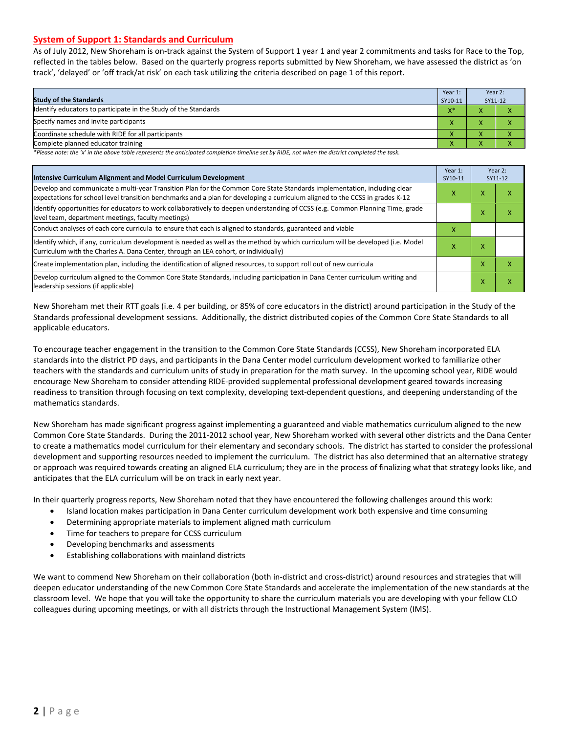## System of Support 1: Standards and Curriculum

As of July 2012, New Shoreham is on-track against the System of Support 1 year 1 and year 2 commitments and tasks for Race to the Top, reflected in the tables below. Based on the quarterly progress reports submitted by New Shoreham, we have assessed the district as 'on track', 'delayed' or 'off track/at risk' on each task utilizing the criteria described on page 1 of this report.

| Study of the Standards | Year 1: SY10-11 | Year 2: SY11-12 | |
|---|---|---|---|
| Identify educators to participate in the Study of the Standards | X* | X | X |
| Specify names and invite participants | X | X | X |
| Coordinate schedule with RIDE for all participants | X | X | X |
| Complete planned educator training | X | X | X |

*Please note: the 'x' in the above table represents the anticipated completion timeline set by RIDE, not when the district completed the task.*

| Intensive Curriculum Alignment and Model Curriculum Development | Year 1: SY10-11 | Year 2: SY11-12 | |
|---|---|---|---|
| Develop and communicate a multi-year Transition Plan for the Common Core State Standards implementation, including clear expectations for school level transition benchmarks and a plan for developing a curriculum aligned to the CCSS in grades K-12 | X | X | X |
| Identify opportunities for educators to work collaboratively to deepen understanding of CCSS (e.g. Common Planning Time, grade level team, department meetings, faculty meetings) | | X | X |
| Conduct analyses of each core curricula to ensure that each is aligned to standards, guaranteed and viable | X | | |
| Identify which, if any, curriculum development is needed as well as the method by which curriculum will be developed (i.e. Model Curriculum with the Charles A. Dana Center, through an LEA cohort, or individually) | X | X | |
| Create implementation plan, including the identification of aligned resources, to support roll out of new curricula | | X | X |
| Develop curriculum aligned to the Common Core State Standards, including participation in Dana Center curriculum writing and leadership sessions (if applicable) | | X | X |

New Shoreham met their RTT goals (i.e. 4 per building, or 85% of core educators in the district) around participation in the Study of the Standards professional development sessions. Additionally, the district distributed copies of the Common Core State Standards to all applicable educators.

To encourage teacher engagement in the transition to the Common Core State Standards (CCSS), New Shoreham incorporated ELA standards into the district PD days, and participants in the Dana Center model curriculum development worked to familiarize other teachers with the standards and curriculum units of study in preparation for the math survey. In the upcoming school year, RIDE would encourage New Shoreham to consider attending RIDE-provided supplemental professional development geared towards increasing readiness to transition through focusing on text complexity, developing text-dependent questions, and deepening understanding of the mathematics standards.

New Shoreham has made significant progress against implementing a guaranteed and viable mathematics curriculum aligned to the new Common Core State Standards. During the 2011-2012 school year, New Shoreham worked with several other districts and the Dana Center to create a mathematics model curriculum for their elementary and secondary schools. The district has started to consider the professional development and supporting resources needed to implement the curriculum. The district has also determined that an alternative strategy or approach was required towards creating an aligned ELA curriculum; they are in the process of finalizing what that strategy looks like, and anticipates that the ELA curriculum will be on track in early next year.

In their quarterly progress reports, New Shoreham noted that they have encountered the following challenges around this work:

- Island location makes participation in Dana Center curriculum development work both expensive and time consuming
- Determining appropriate materials to implement aligned math curriculum
- Time for teachers to prepare for CCSS curriculum
- Developing benchmarks and assessments
- Establishing collaborations with mainland districts

We want to commend New Shoreham on their collaboration (both in-district and cross-district) around resources and strategies that will deepen educator understanding of the new Common Core State Standards and accelerate the implementation of the new standards at the classroom level. We hope that you will take the opportunity to share the curriculum materials you are developing with your fellow CLO colleagues during upcoming meetings, or with all districts through the Instructional Management System (IMS).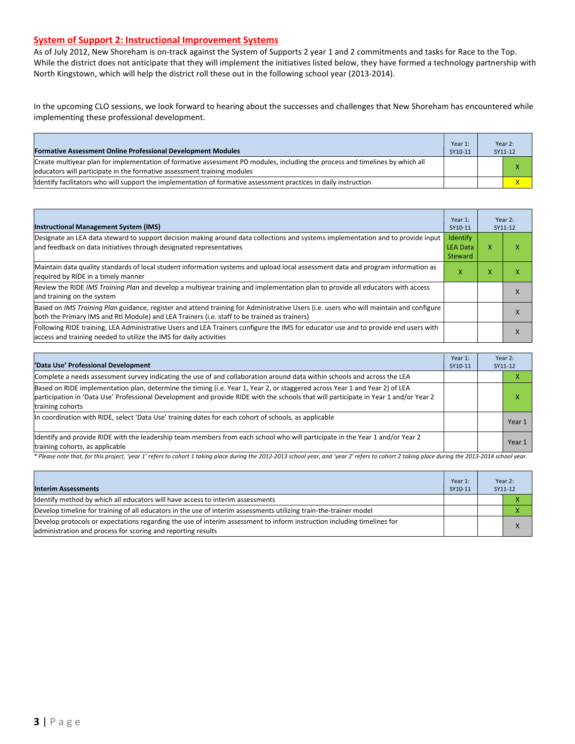## System of Support 2: Instructional Improvement Systems

As of July 2012, New Shoreham is on-track against the System of Supports 2 year 1 and 2 commitments and tasks for Race to the Top. While the district does not anticipate that they will implement the initiatives listed below, they have formed a technology partnership with North Kingstown, which will help the district roll these out in the following school year (2013-2014).

In the upcoming CLO sessions, we look forward to hearing about the successes and challenges that New Shoreham has encountered while implementing these professional development.

| Formative Assessment Online Professional Development Modules | Year 1: SY10-11 | Year 2: SY11-12 | |
|---|---|---|---|
| Create multiyear plan for implementation of formative assessment PD modules, including the process and timelines by which all educators will participate in the formative assessment training modules | | | X |
| Identify facilitators who will support the implementation of formative assessment practices in daily instruction | | | X |

| Instructional Management System (IMS) | Year 1: SY10-11 | Year 2: SY11-12 | |
|---|---|---|---|
| Designate an LEA data steward to support decision making around data collections and systems implementation and to provide input and feedback on data initiatives through designated representatives | Identify LEA Data Steward | X | X |
| Maintain data quality standards of local student information systems and upload local assessment data and program information as required by RIDE in a timely manner | X | X | X |
| Review the RIDE *IMS Training Plan* and develop a multiyear training and implementation plan to provide all educators with access and training on the system | | | X |
| Based on *IMS Training Plan* guidance, register and attend training for Administrative Users (i.e. users who will maintain and configure both the Primary IMS and RtI Module) and LEA Trainers (i.e. staff to be trained as trainers) | | | X |
| Following RIDE training, LEA Administrative Users and LEA Trainers configure the IMS for educator use and to provide end users with access and training needed to utilize the IMS for daily activities | | | X |

| 'Data Use' Professional Development | Year 1: SY10-11 | Year 2: SY11-12 | |
|---|---|---|---|
| Complete a needs assessment survey indicating the use of and collaboration around data within schools and across the LEA | | | X |
| Based on RIDE implementation plan, determine the timing (i.e. Year 1, Year 2, or staggered across Year 1 and Year 2) of LEA participation in 'Data Use' Professional Development and provide RIDE with the schools that will participate in Year 1 and/or Year 2 training cohorts | | | X |
| In coordination with RIDE, select 'Data Use' training dates for each cohort of schools, as applicable | | | Year 1 |
| Identify and provide RIDE with the leadership team members from each school who will participate in the Year 1 and/or Year 2 training cohorts, as applicable | | | Year 1 |

*\* Please note that, for this project, 'year 1' refers to cohort 1 taking place during the 2012-2013 school year, and 'year 2' refers to cohort 2 taking place during the 2013-2014 school year.*

| Interim Assessments | Year 1: SY10-11 | Year 2: SY11-12 | |
|---|---|---|---|
| Identify method by which all educators will have access to interim assessments | | | X |
| Develop timeline for training of all educators in the use of interim assessments utilizing train-the-trainer model | | | X |
| Develop protocols or expectations regarding the use of interim assessment to inform instruction including timelines for administration and process for scoring and reporting results | | | X |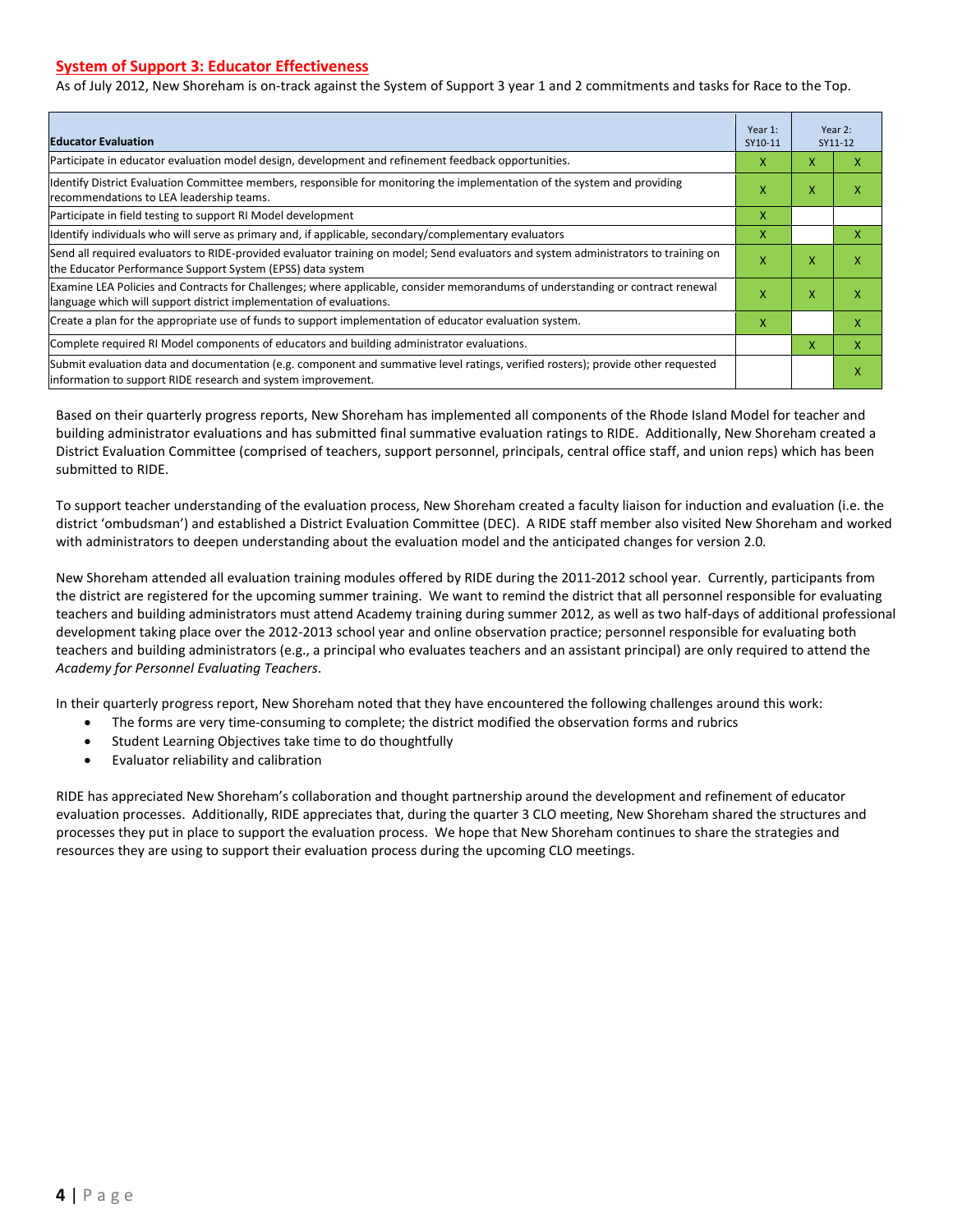## System of Support 3: Educator Effectiveness

As of July 2012, New Shoreham is on-track against the System of Support 3 year 1 and 2 commitments and tasks for Race to the Top.

| Educator Evaluation | Year 1: SY10-11 | Year 2: SY11-12 | |
|---|---|---|---|
| Participate in educator evaluation model design, development and refinement feedback opportunities. | X | X | X |
| Identify District Evaluation Committee members, responsible for monitoring the implementation of the system and providing recommendations to LEA leadership teams. | X | X | X |
| Participate in field testing to support RI Model development | X | | |
| Identify individuals who will serve as primary and, if applicable, secondary/complementary evaluators | X | | X |
| Send all required evaluators to RIDE-provided evaluator training on model; Send evaluators and system administrators to training on the Educator Performance Support System (EPSS) data system | X | X | X |
| Examine LEA Policies and Contracts for Challenges; where applicable, consider memorandums of understanding or contract renewal language which will support district implementation of evaluations. | X | X | X |
| Create a plan for the appropriate use of funds to support implementation of educator evaluation system. | X | | X |
| Complete required RI Model components of educators and building administrator evaluations. | | X | X |
| Submit evaluation data and documentation (e.g. component and summative level ratings, verified rosters); provide other requested information to support RIDE research and system improvement. | | | X |

Based on their quarterly progress reports, New Shoreham has implemented all components of the Rhode Island Model for teacher and building administrator evaluations and has submitted final summative evaluation ratings to RIDE. Additionally, New Shoreham created a District Evaluation Committee (comprised of teachers, support personnel, principals, central office staff, and union reps) which has been submitted to RIDE.

To support teacher understanding of the evaluation process, New Shoreham created a faculty liaison for induction and evaluation (i.e. the district 'ombudsman') and established a District Evaluation Committee (DEC). A RIDE staff member also visited New Shoreham and worked with administrators to deepen understanding about the evaluation model and the anticipated changes for version 2.0.

New Shoreham attended all evaluation training modules offered by RIDE during the 2011-2012 school year. Currently, participants from the district are registered for the upcoming summer training. We want to remind the district that all personnel responsible for evaluating teachers and building administrators must attend Academy training during summer 2012, as well as two half-days of additional professional development taking place over the 2012-2013 school year and online observation practice; personnel responsible for evaluating both teachers and building administrators (e.g., a principal who evaluates teachers and an assistant principal) are only required to attend the *Academy for Personnel Evaluating Teachers*.

In their quarterly progress report, New Shoreham noted that they have encountered the following challenges around this work:

- The forms are very time-consuming to complete; the district modified the observation forms and rubrics
- Student Learning Objectives take time to do thoughtfully
- Evaluator reliability and calibration

RIDE has appreciated New Shoreham's collaboration and thought partnership around the development and refinement of educator evaluation processes. Additionally, RIDE appreciates that, during the quarter 3 CLO meeting, New Shoreham shared the structures and processes they put in place to support the evaluation process. We hope that New Shoreham continues to share the strategies and resources they are using to support their evaluation process during the upcoming CLO meetings.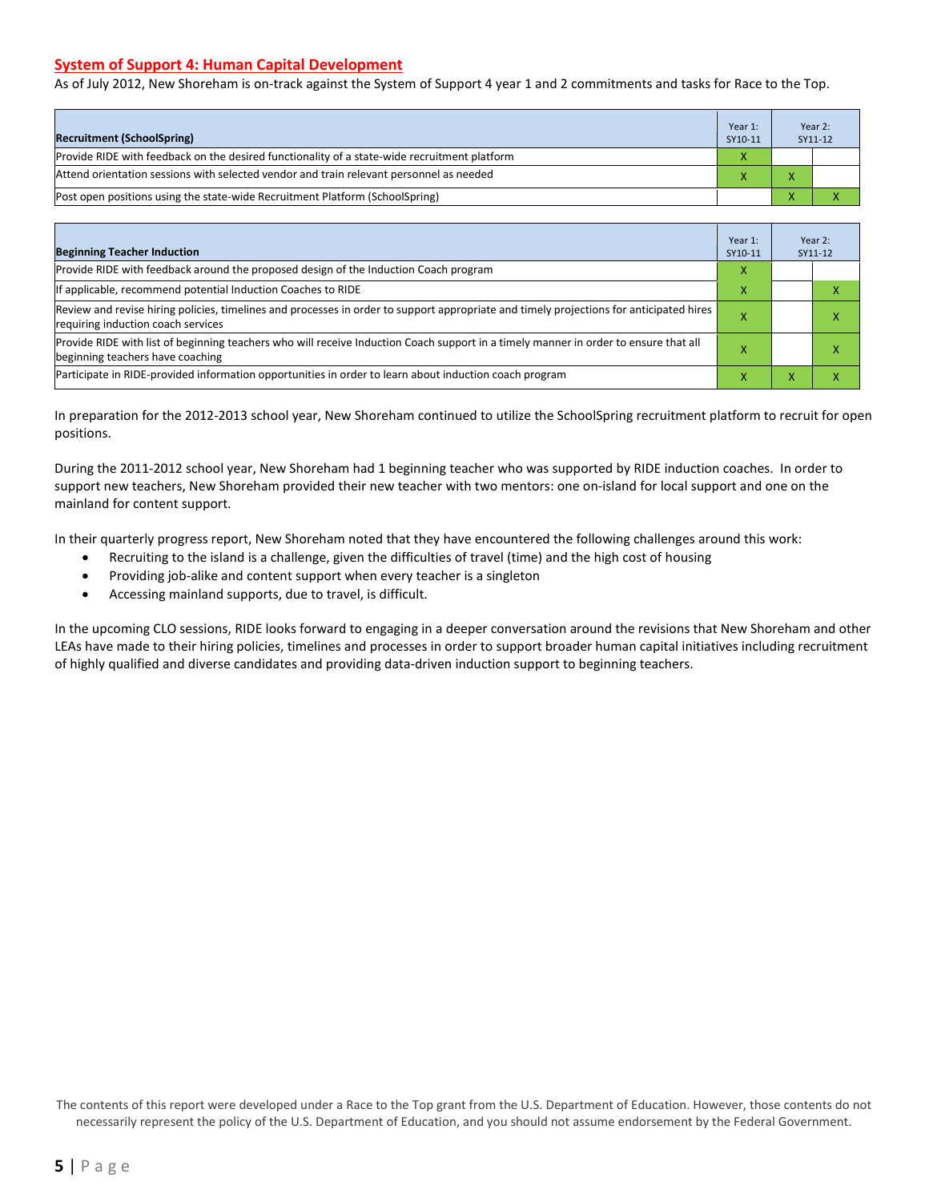## System of Support 4: Human Capital Development

As of July 2012, New Shoreham is on-track against the System of Support 4 year 1 and 2 commitments and tasks for Race to the Top.

| Recruitment (SchoolSpring) | Year 1: SY10-11 | Year 2: SY11-12 | |
|---|---|---|---|
| Provide RIDE with feedback on the desired functionality of a state-wide recruitment platform | X | | |
| Attend orientation sessions with selected vendor and train relevant personnel as needed | X | X | |
| Post open positions using the state-wide Recruitment Platform (SchoolSpring) | | X | X |

| Beginning Teacher Induction | Year 1: SY10-11 | Year 2: SY11-12 | |
|---|---|---|---|
| Provide RIDE with feedback around the proposed design of the Induction Coach program | X | | |
| If applicable, recommend potential Induction Coaches to RIDE | X | | X |
| Review and revise hiring policies, timelines and processes in order to support appropriate and timely projections for anticipated hires requiring induction coach services | X | | X |
| Provide RIDE with list of beginning teachers who will receive Induction Coach support in a timely manner in order to ensure that all beginning teachers have coaching | X | | X |
| Participate in RIDE-provided information opportunities in order to learn about induction coach program | X | X | X |

In preparation for the 2012-2013 school year, New Shoreham continued to utilize the SchoolSpring recruitment platform to recruit for open positions.

During the 2011-2012 school year, New Shoreham had 1 beginning teacher who was supported by RIDE induction coaches. In order to support new teachers, New Shoreham provided their new teacher with two mentors: one on-island for local support and one on the mainland for content support.

In their quarterly progress report, New Shoreham noted that they have encountered the following challenges around this work:

- Recruiting to the island is a challenge, given the difficulties of travel (time) and the high cost of housing
- Providing job-alike and content support when every teacher is a singleton
- Accessing mainland supports, due to travel, is difficult.

In the upcoming CLO sessions, RIDE looks forward to engaging in a deeper conversation around the revisions that New Shoreham and other LEAs have made to their hiring policies, timelines and processes in order to support broader human capital initiatives including recruitment of highly qualified and diverse candidates and providing data-driven induction support to beginning teachers.

The contents of this report were developed under a Race to the Top grant from the U.S. Department of Education. However, those contents do not necessarily represent the policy of the U.S. Department of Education, and you should not assume endorsement by the Federal Government.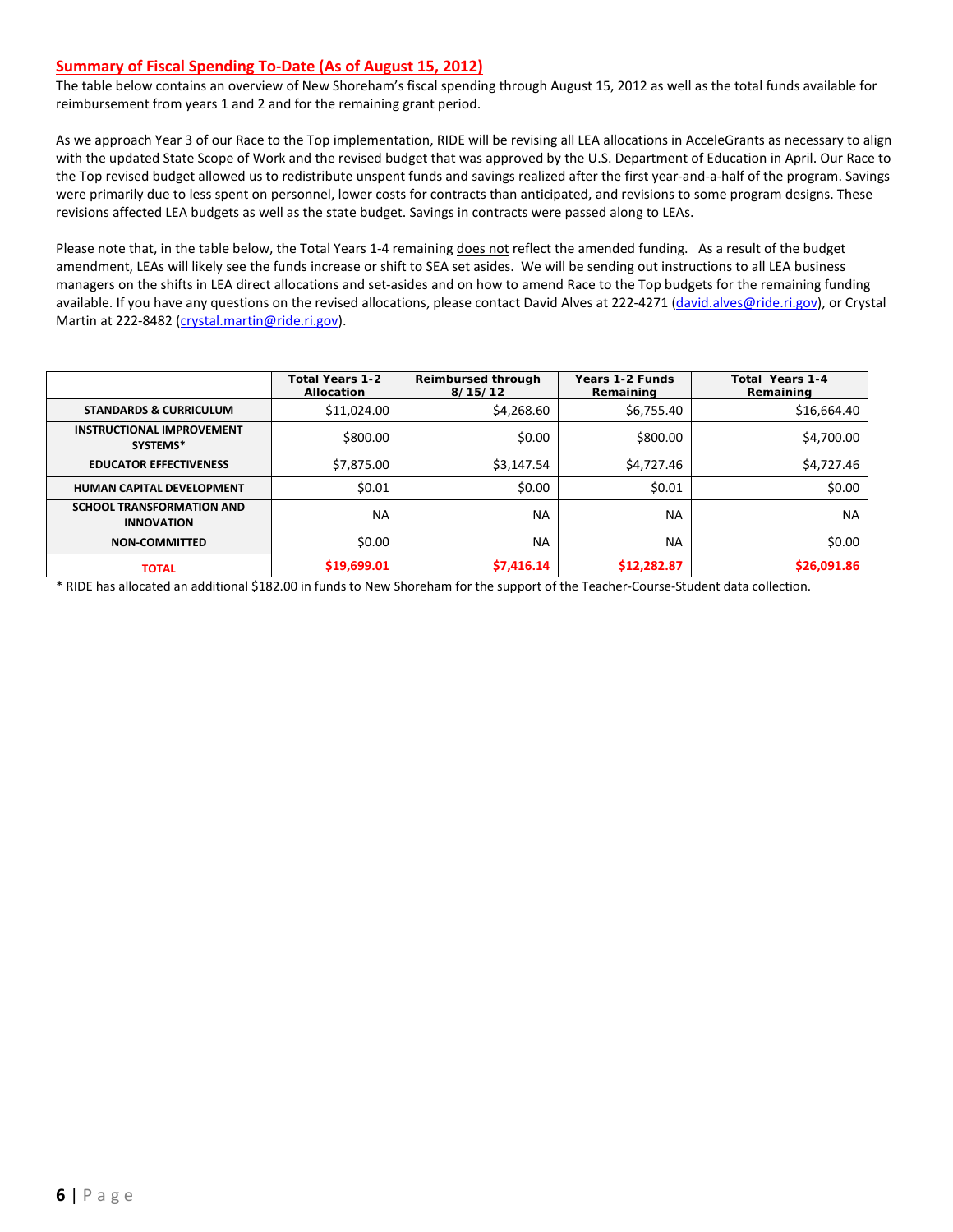## Summary of Fiscal Spending To-Date (As of August 15, 2012)

The table below contains an overview of New Shoreham's fiscal spending through August 15, 2012 as well as the total funds available for reimbursement from years 1 and 2 and for the remaining grant period.

As we approach Year 3 of our Race to the Top implementation, RIDE will be revising all LEA allocations in AcceleGrants as necessary to align with the updated State Scope of Work and the revised budget that was approved by the U.S. Department of Education in April. Our Race to the Top revised budget allowed us to redistribute unspent funds and savings realized after the first year-and-a-half of the program. Savings were primarily due to less spent on personnel, lower costs for contracts than anticipated, and revisions to some program designs. These revisions affected LEA budgets as well as the state budget. Savings in contracts were passed along to LEAs.

Please note that, in the table below, the Total Years 1-4 remaining does not reflect the amended funding. As a result of the budget amendment, LEAs will likely see the funds increase or shift to SEA set asides. We will be sending out instructions to all LEA business managers on the shifts in LEA direct allocations and set-asides and on how to amend Race to the Top budgets for the remaining funding available. If you have any questions on the revised allocations, please contact David Alves at 222-4271 (david.alves@ride.ri.gov), or Crystal Martin at 222-8482 (crystal.martin@ride.ri.gov).

| | Total Years 1-2 Allocation | Reimbursed through 8/15/12 | Years 1-2 Funds Remaining | Total Years 1-4 Remaining |
|---|---|---|---|---|
| **STANDARDS & CURRICULUM** | $11,024.00 | $4,268.60 | $6,755.40 | $16,664.40 |
| **INSTRUCTIONAL IMPROVEMENT SYSTEMS*** | $800.00 | $0.00 | $800.00 | $4,700.00 |
| **EDUCATOR EFFECTIVENESS** | $7,875.00 | $3,147.54 | $4,727.46 | $4,727.46 |
| **HUMAN CAPITAL DEVELOPMENT** | $0.01 | $0.00 | $0.01 | $0.00 |
| **SCHOOL TRANSFORMATION AND INNOVATION** | NA | NA | NA | NA |
| **NON-COMMITTED** | $0.00 | NA | NA | $0.00 |
| **TOTAL** | **$19,699.01** | **$7,416.14** | **$12,282.87** | **$26,091.86** |

* RIDE has allocated an additional $182.00 in funds to New Shoreham for the support of the Teacher-Course-Student data collection.